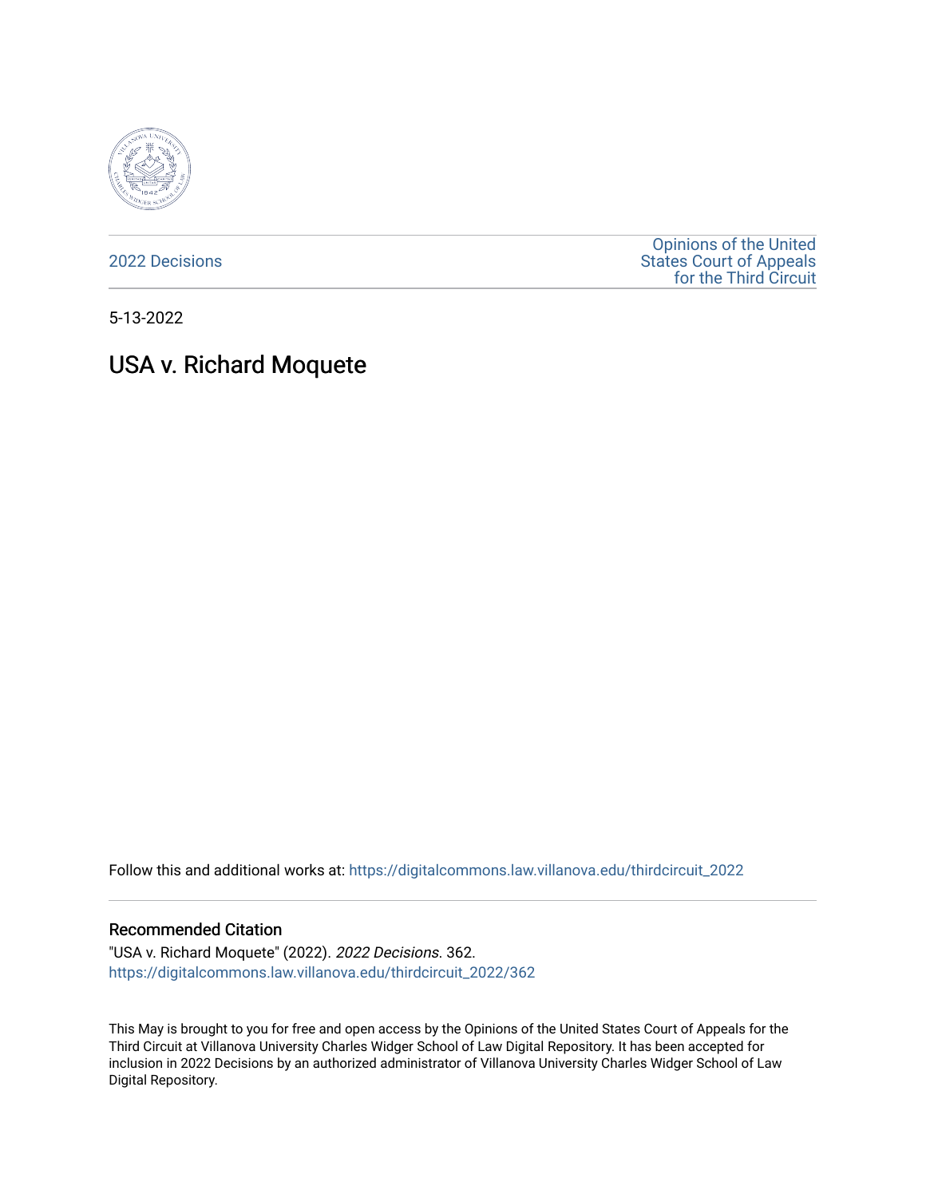2022 Decisions

Opinions of the United States Court of Appeals for the Third Circuit

5-13-2022

# USA v. Richard Moquete

Follow this and additional works at: https://digitalcommons.law.villanova.edu/thirdcircuit_2022

## Recommended Citation

"USA v. Richard Moquete" (2022). *2022 Decisions*. 362.
https://digitalcommons.law.villanova.edu/thirdcircuit_2022/362

This May is brought to you for free and open access by the Opinions of the United States Court of Appeals for the Third Circuit at Villanova University Charles Widger School of Law Digital Repository. It has been accepted for inclusion in 2022 Decisions by an authorized administrator of Villanova University Charles Widger School of Law Digital Repository.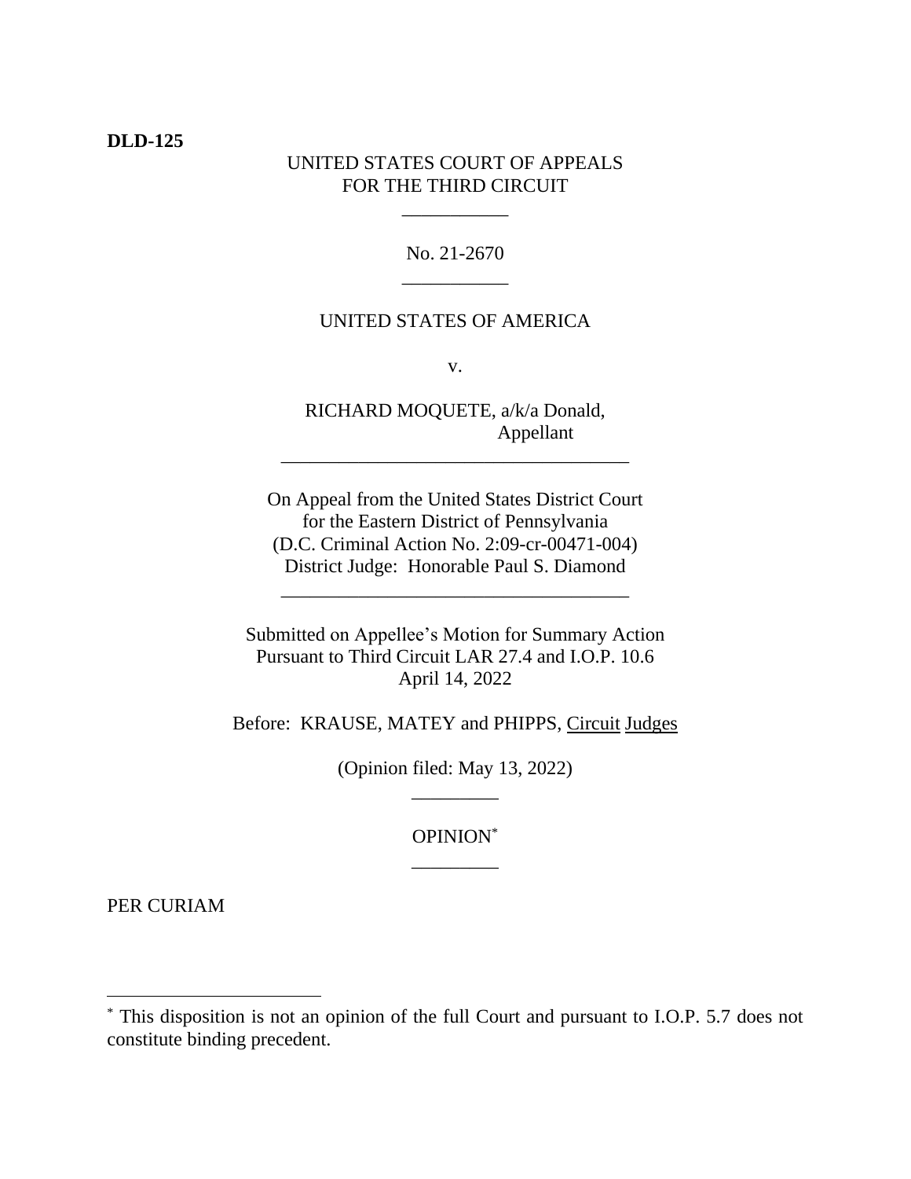**DLD-125**

UNITED STATES COURT OF APPEALS
FOR THE THIRD CIRCUIT

\_\_\_\_\_\_\_\_\_\_\_

No. 21-2670

\_\_\_\_\_\_\_\_\_\_\_

UNITED STATES OF AMERICA

v.

RICHARD MOQUETE, a/k/a Donald,
Appellant

\_\_\_\_\_\_\_\_\_\_\_\_\_\_\_\_\_\_\_\_\_\_\_\_\_\_\_\_\_\_\_\_\_\_\_\_

On Appeal from the United States District Court
for the Eastern District of Pennsylvania
(D.C. Criminal Action No. 2:09-cr-00471-004)
District Judge: Honorable Paul S. Diamond

\_\_\_\_\_\_\_\_\_\_\_\_\_\_\_\_\_\_\_\_\_\_\_\_\_\_\_\_\_\_\_\_\_\_\_\_

Submitted on Appellee's Motion for Summary Action
Pursuant to Third Circuit LAR 27.4 and I.O.P. 10.6
April 14, 2022

Before: KRAUSE, MATEY and PHIPPS, Circuit Judges

(Opinion filed: May 13, 2022)

\_\_\_\_\_\_\_\_\_

OPINION*

\_\_\_\_\_\_\_\_\_

PER CURIAM

---

* This disposition is not an opinion of the full Court and pursuant to I.O.P. 5.7 does not constitute binding precedent.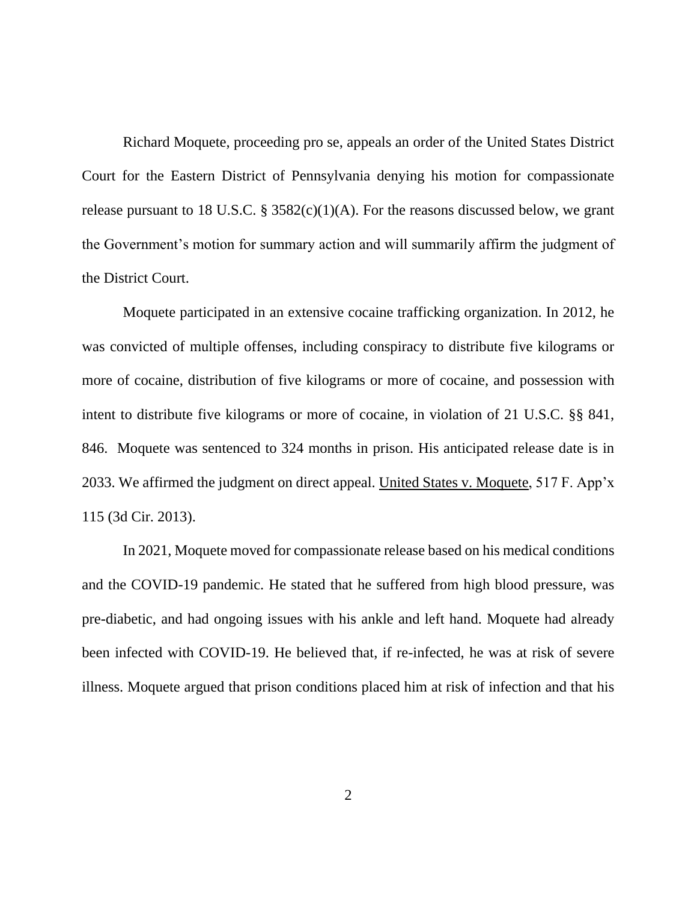Richard Moquete, proceeding pro se, appeals an order of the United States District Court for the Eastern District of Pennsylvania denying his motion for compassionate release pursuant to 18 U.S.C. § 3582(c)(1)(A). For the reasons discussed below, we grant the Government's motion for summary action and will summarily affirm the judgment of the District Court.

Moquete participated in an extensive cocaine trafficking organization. In 2012, he was convicted of multiple offenses, including conspiracy to distribute five kilograms or more of cocaine, distribution of five kilograms or more of cocaine, and possession with intent to distribute five kilograms or more of cocaine, in violation of 21 U.S.C. §§ 841, 846. Moquete was sentenced to 324 months in prison. His anticipated release date is in 2033. We affirmed the judgment on direct appeal. United States v. Moquete, 517 F. App'x 115 (3d Cir. 2013).

In 2021, Moquete moved for compassionate release based on his medical conditions and the COVID-19 pandemic. He stated that he suffered from high blood pressure, was pre-diabetic, and had ongoing issues with his ankle and left hand. Moquete had already been infected with COVID-19. He believed that, if re-infected, he was at risk of severe illness. Moquete argued that prison conditions placed him at risk of infection and that his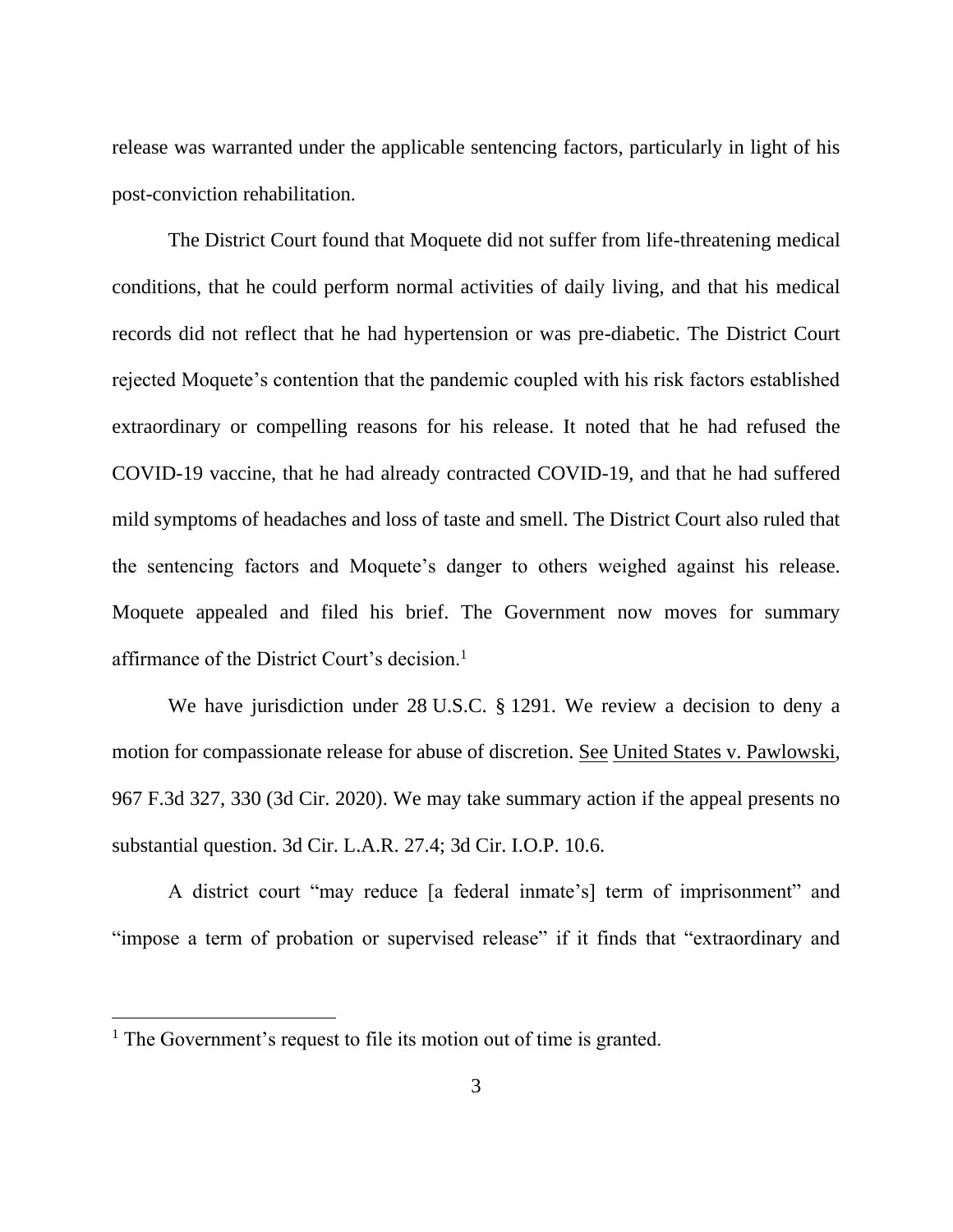release was warranted under the applicable sentencing factors, particularly in light of his post-conviction rehabilitation.

The District Court found that Moquete did not suffer from life-threatening medical conditions, that he could perform normal activities of daily living, and that his medical records did not reflect that he had hypertension or was pre-diabetic. The District Court rejected Moquete's contention that the pandemic coupled with his risk factors established extraordinary or compelling reasons for his release. It noted that he had refused the COVID-19 vaccine, that he had already contracted COVID-19, and that he had suffered mild symptoms of headaches and loss of taste and smell. The District Court also ruled that the sentencing factors and Moquete's danger to others weighed against his release. Moquete appealed and filed his brief. The Government now moves for summary affirmance of the District Court's decision.[1]

We have jurisdiction under 28 U.S.C. § 1291. We review a decision to deny a motion for compassionate release for abuse of discretion. See United States v. Pawlowski, 967 F.3d 327, 330 (3d Cir. 2020). We may take summary action if the appeal presents no substantial question. 3d Cir. L.A.R. 27.4; 3d Cir. I.O.P. 10.6.

A district court "may reduce [a federal inmate's] term of imprisonment" and "impose a term of probation or supervised release" if it finds that "extraordinary and

---

[1] The Government's request to file its motion out of time is granted.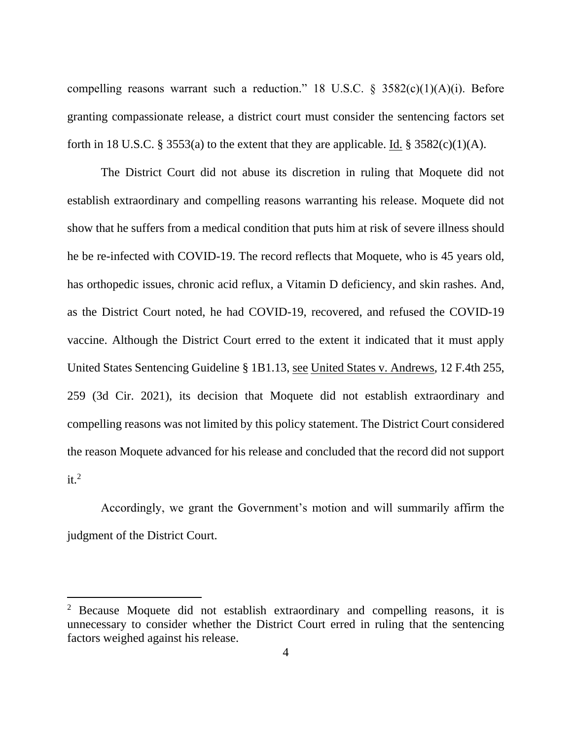compelling reasons warrant such a reduction." 18 U.S.C. § 3582(c)(1)(A)(i). Before granting compassionate release, a district court must consider the sentencing factors set forth in 18 U.S.C. § 3553(a) to the extent that they are applicable. Id. § 3582(c)(1)(A).

The District Court did not abuse its discretion in ruling that Moquete did not establish extraordinary and compelling reasons warranting his release. Moquete did not show that he suffers from a medical condition that puts him at risk of severe illness should he be re-infected with COVID-19. The record reflects that Moquete, who is 45 years old, has orthopedic issues, chronic acid reflux, a Vitamin D deficiency, and skin rashes. And, as the District Court noted, he had COVID-19, recovered, and refused the COVID-19 vaccine. Although the District Court erred to the extent it indicated that it must apply United States Sentencing Guideline § 1B1.13, see United States v. Andrews, 12 F.4th 255, 259 (3d Cir. 2021), its decision that Moquete did not establish extraordinary and compelling reasons was not limited by this policy statement. The District Court considered the reason Moquete advanced for his release and concluded that the record did not support it.[2]

Accordingly, we grant the Government's motion and will summarily affirm the judgment of the District Court.

---

[2] Because Moquete did not establish extraordinary and compelling reasons, it is unnecessary to consider whether the District Court erred in ruling that the sentencing factors weighed against his release.